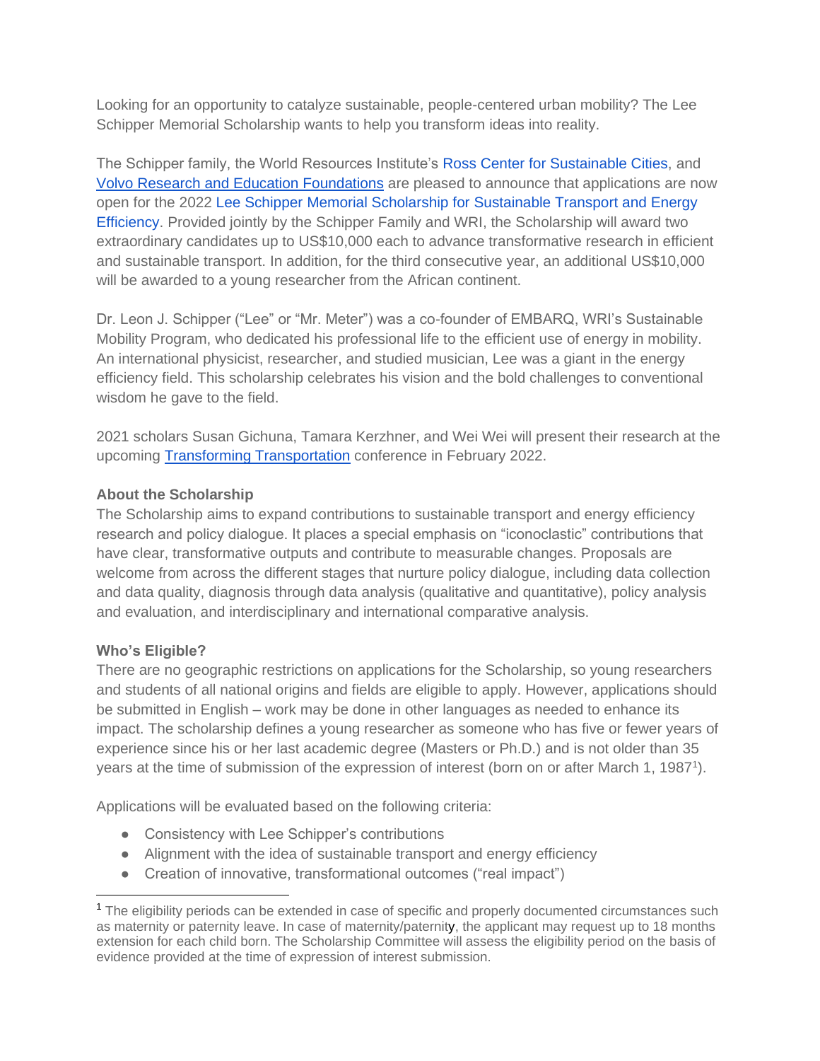Looking for an opportunity to catalyze sustainable, people-centered urban mobility? The Lee Schipper Memorial Scholarship wants to help you transform ideas into reality.

The Schipper family, the World Resources Institute's Ross Center for Sustainable Cities, and Volvo Research and Education Foundations are pleased to announce that applications are now open for the 2022 Lee Schipper Memorial Scholarship for Sustainable Transport and Energy Efficiency. Provided jointly by the Schipper Family and WRI, the Scholarship will award two extraordinary candidates up to US$10,000 each to advance transformative research in efficient and sustainable transport. In addition, for the third consecutive year, an additional US$10,000 will be awarded to a young researcher from the African continent.

Dr. Leon J. Schipper ("Lee" or "Mr. Meter") was a co-founder of EMBARQ, WRI's Sustainable Mobility Program, who dedicated his professional life to the efficient use of energy in mobility. An international physicist, researcher, and studied musician, Lee was a giant in the energy efficiency field. This scholarship celebrates his vision and the bold challenges to conventional wisdom he gave to the field.

2021 scholars Susan Gichuna, Tamara Kerzhner, and Wei Wei will present their research at the upcoming Transforming Transportation conference in February 2022.

**About the Scholarship**

The Scholarship aims to expand contributions to sustainable transport and energy efficiency research and policy dialogue. It places a special emphasis on "iconoclastic" contributions that have clear, transformative outputs and contribute to measurable changes. Proposals are welcome from across the different stages that nurture policy dialogue, including data collection and data quality, diagnosis through data analysis (qualitative and quantitative), policy analysis and evaluation, and interdisciplinary and international comparative analysis.

**Who's Eligible?**

There are no geographic restrictions on applications for the Scholarship, so young researchers and students of all national origins and fields are eligible to apply. However, applications should be submitted in English – work may be done in other languages as needed to enhance its impact. The scholarship defines a young researcher as someone who has five or fewer years of experience since his or her last academic degree (Masters or Ph.D.) and is not older than 35 years at the time of submission of the expression of interest (born on or after March 1, 1987[1]).

Applications will be evaluated based on the following criteria:

- Consistency with Lee Schipper's contributions
- Alignment with the idea of sustainable transport and energy efficiency
- Creation of innovative, transformational outcomes ("real impact")

[1] The eligibility periods can be extended in case of specific and properly documented circumstances such as maternity or paternity leave. In case of maternity/paternity, the applicant may request up to 18 months extension for each child born. The Scholarship Committee will assess the eligibility period on the basis of evidence provided at the time of expression of interest submission.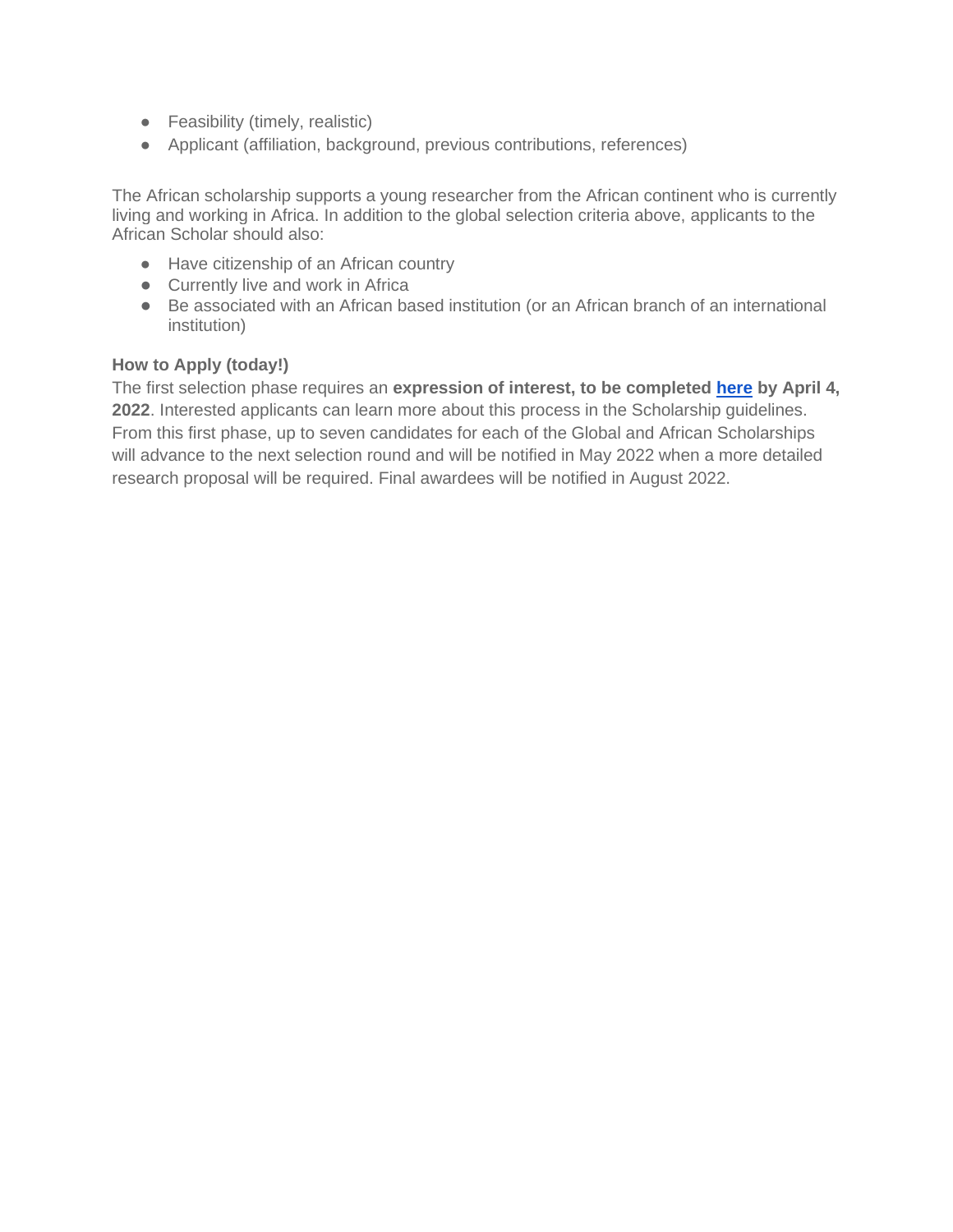- Feasibility (timely, realistic)
- Applicant (affiliation, background, previous contributions, references)

The African scholarship supports a young researcher from the African continent who is currently living and working in Africa. In addition to the global selection criteria above, applicants to the African Scholar should also:

- Have citizenship of an African country
- Currently live and work in Africa
- Be associated with an African based institution (or an African branch of an international institution)

**How to Apply (today!)**

The first selection phase requires an **expression of interest, to be completed here by April 4, 2022**. Interested applicants can learn more about this process in the Scholarship guidelines. From this first phase, up to seven candidates for each of the Global and African Scholarships will advance to the next selection round and will be notified in May 2022 when a more detailed research proposal will be required. Final awardees will be notified in August 2022.